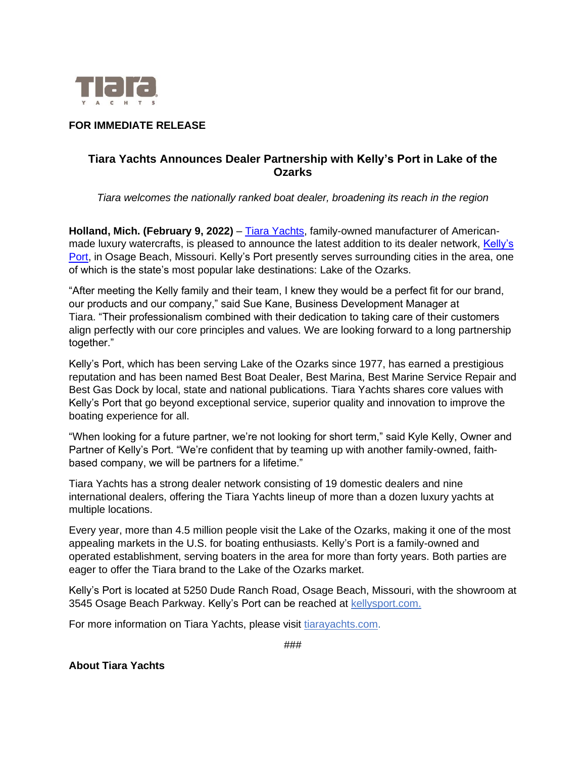**FOR IMMEDIATE RELEASE**

# Tiara Yachts Announces Dealer Partnership with Kelly's Port in Lake of the Ozarks

*Tiara welcomes the nationally ranked boat dealer, broadening its reach in the region*

**Holland, Mich. (February 9, 2022)** – Tiara Yachts, family-owned manufacturer of American-made luxury watercrafts, is pleased to announce the latest addition to its dealer network, Kelly's Port, in Osage Beach, Missouri. Kelly's Port presently serves surrounding cities in the area, one of which is the state's most popular lake destinations: Lake of the Ozarks.

"After meeting the Kelly family and their team, I knew they would be a perfect fit for our brand, our products and our company," said Sue Kane, Business Development Manager at Tiara. "Their professionalism combined with their dedication to taking care of their customers align perfectly with our core principles and values. We are looking forward to a long partnership together."

Kelly's Port, which has been serving Lake of the Ozarks since 1977, has earned a prestigious reputation and has been named Best Boat Dealer, Best Marina, Best Marine Service Repair and Best Gas Dock by local, state and national publications. Tiara Yachts shares core values with Kelly's Port that go beyond exceptional service, superior quality and innovation to improve the boating experience for all.

"When looking for a future partner, we're not looking for short term," said Kyle Kelly, Owner and Partner of Kelly's Port. "We're confident that by teaming up with another family-owned, faith-based company, we will be partners for a lifetime."

Tiara Yachts has a strong dealer network consisting of 19 domestic dealers and nine international dealers, offering the Tiara Yachts lineup of more than a dozen luxury yachts at multiple locations.

Every year, more than 4.5 million people visit the Lake of the Ozarks, making it one of the most appealing markets in the U.S. for boating enthusiasts. Kelly's Port is a family-owned and operated establishment, serving boaters in the area for more than forty years. Both parties are eager to offer the Tiara brand to the Lake of the Ozarks market.

Kelly's Port is located at 5250 Dude Ranch Road, Osage Beach, Missouri, with the showroom at 3545 Osage Beach Parkway. Kelly's Port can be reached at kellysport.com.

For more information on Tiara Yachts, please visit tiarayachts.com.

###

**About Tiara Yachts**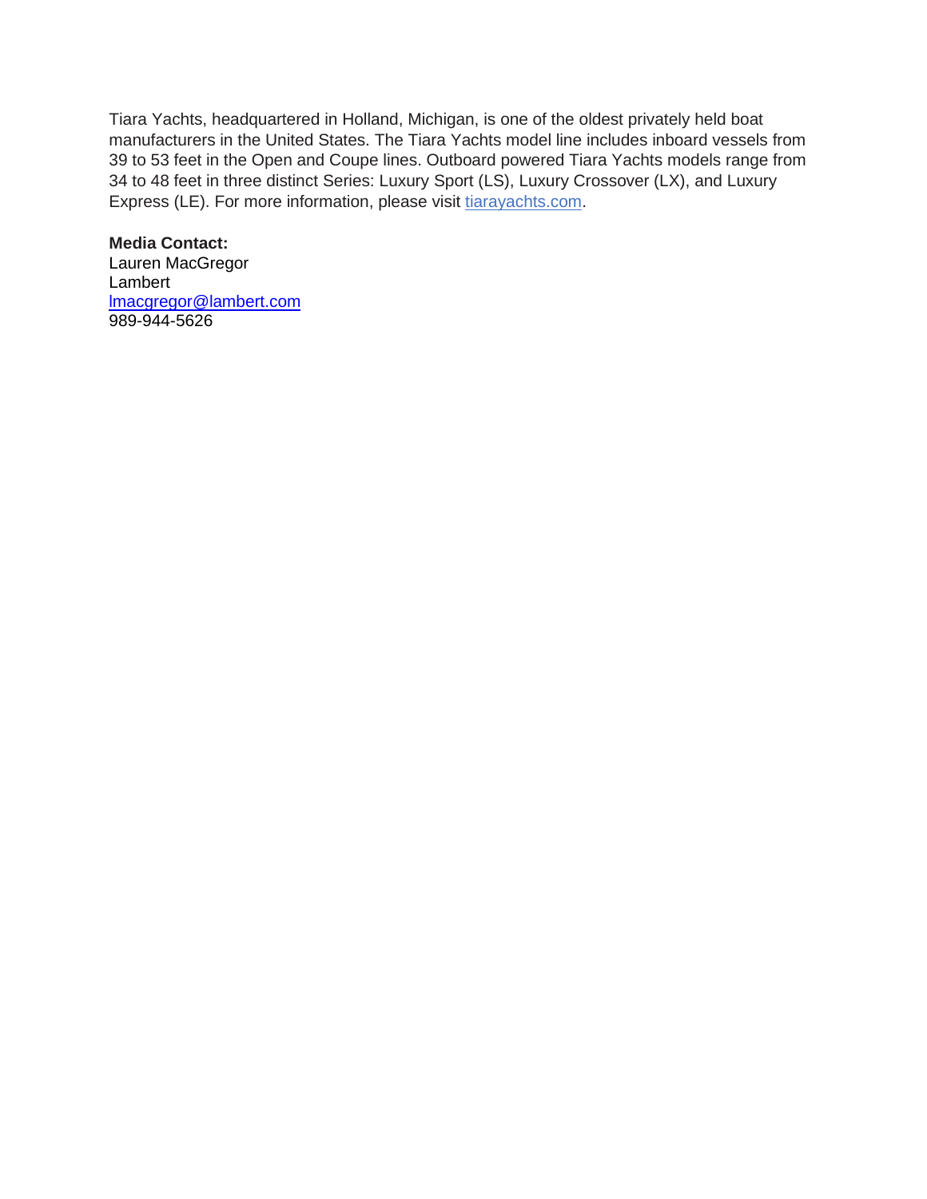Tiara Yachts, headquartered in Holland, Michigan, is one of the oldest privately held boat manufacturers in the United States. The Tiara Yachts model line includes inboard vessels from 39 to 53 feet in the Open and Coupe lines. Outboard powered Tiara Yachts models range from 34 to 48 feet in three distinct Series: Luxury Sport (LS), Luxury Crossover (LX), and Luxury Express (LE). For more information, please visit [tiarayachts.com](tiarayachts.com).

**Media Contact:**
Lauren MacGregor
Lambert
[lmacgregor@lambert.com](mailto:lmacgregor@lambert.com)
989-944-5626